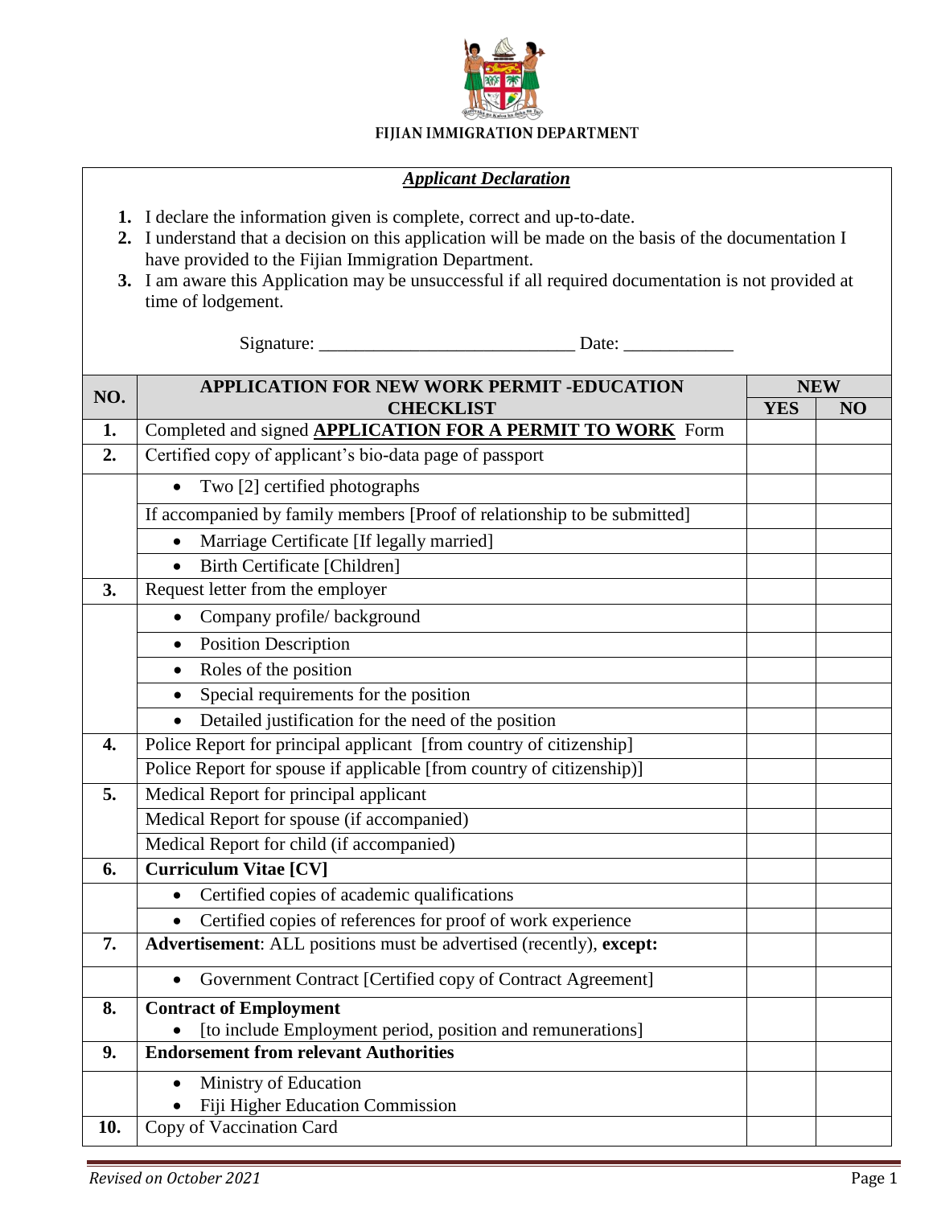**FIJIAN IMMIGRATION DEPARTMENT**

***Applicant Declaration***

1. I declare the information given is complete, correct and up-to-date.
2. I understand that a decision on this application will be made on the basis of the documentation I have provided to the Fijian Immigration Department.
3. I am aware this Application may be unsuccessful if all required documentation is not provided at time of lodgement.

Signature: ___________________________ Date: ____________

| NO. | APPLICATION FOR NEW WORK PERMIT -EDUCATION CHECKLIST | NEW | |
|---|---|---|---|
| | | YES | NO |
| 1. | Completed and signed **APPLICATION FOR A PERMIT TO WORK** Form | | |
| 2. | Certified copy of applicant's bio-data page of passport | | |
| | • Two [2] certified photographs | | |
| | If accompanied by family members [Proof of relationship to be submitted] | | |
| | • Marriage Certificate [If legally married] | | |
| | • Birth Certificate [Children] | | |
| 3. | Request letter from the employer | | |
| | • Company profile/ background | | |
| | • Position Description | | |
| | • Roles of the position | | |
| | • Special requirements for the position | | |
| | • Detailed justification for the need of the position | | |
| 4. | Police Report for principal applicant [from country of citizenship] | | |
| | Police Report for spouse if applicable [from country of citizenship)] | | |
| 5. | Medical Report for principal applicant | | |
| | Medical Report for spouse (if accompanied) | | |
| | Medical Report for child (if accompanied) | | |
| 6. | **Curriculum Vitae [CV]** | | |
| | • Certified copies of academic qualifications | | |
| | • Certified copies of references for proof of work experience | | |
| 7. | **Advertisement**: ALL positions must be advertised (recently), **except:** | | |
| | • Government Contract [Certified copy of Contract Agreement] | | |
| 8. | **Contract of Employment** <br> • [to include Employment period, position and remunerations] | | |
| 9. | **Endorsement from relevant Authorities** | | |
| | • Ministry of Education <br> • Fiji Higher Education Commission | | |
| 10. | Copy of Vaccination Card | | |

*Revised on October 2021*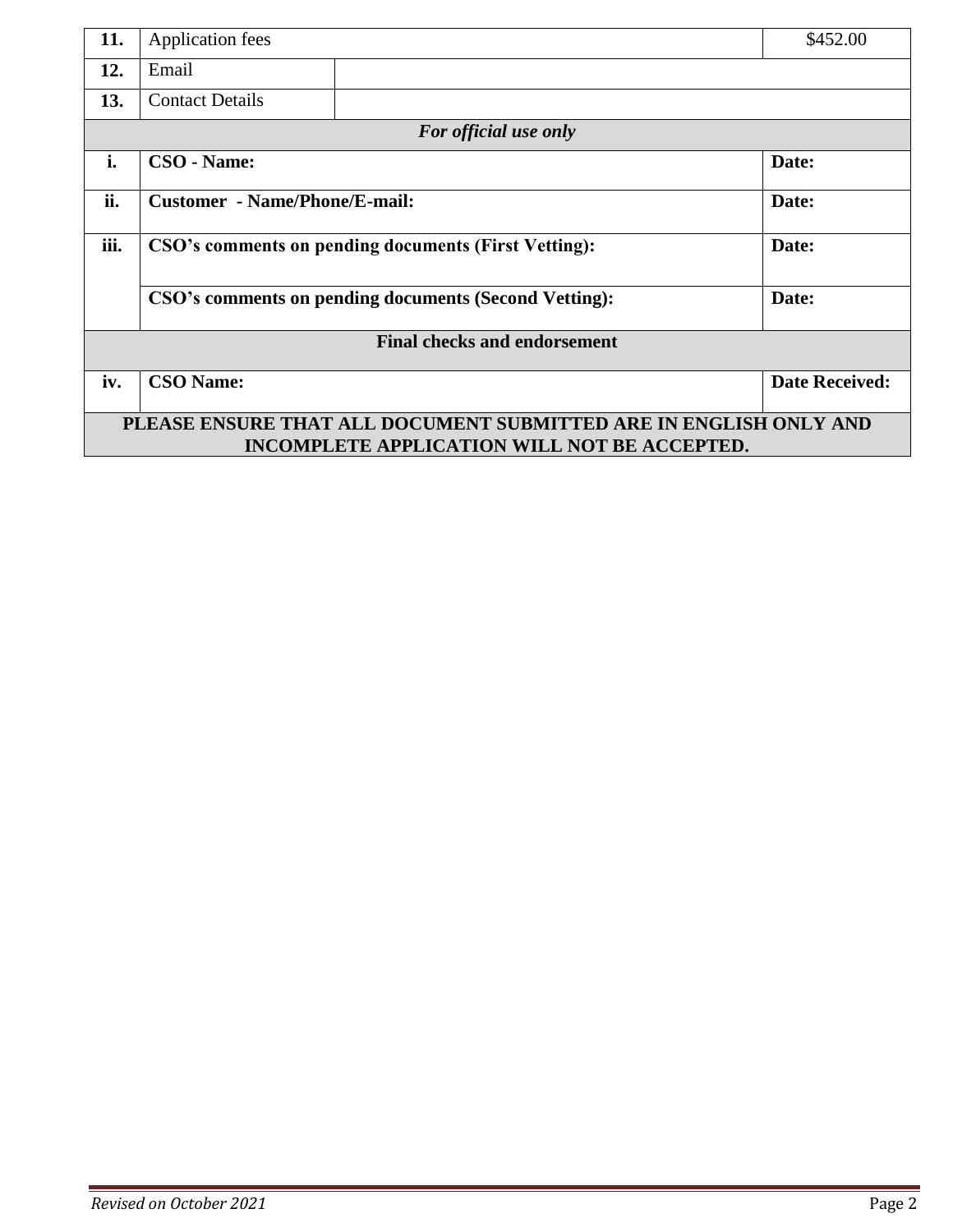| | | | |
|---|---|---|---|
| **11.** | Application fees | | $452.00 |
| **12.** | Email | | |
| **13.** | Contact Details | | |
| ***For official use only*** | | | |
| **i.** | **CSO - Name:** | | **Date:** |
| **ii.** | **Customer - Name/Phone/E-mail:** | | **Date:** |
| **iii.** | **CSO's comments on pending documents (First Vetting):** | | **Date:** |
| | **CSO's comments on pending documents (Second Vetting):** | | **Date:** |
| **Final checks and endorsement** | | | |
| **iv.** | **CSO Name:** | | **Date Received:** |
| **PLEASE ENSURE THAT ALL DOCUMENT SUBMITTED ARE IN ENGLISH ONLY AND INCOMPLETE APPLICATION WILL NOT BE ACCEPTED.** | | | |

*Revised on October 2021*